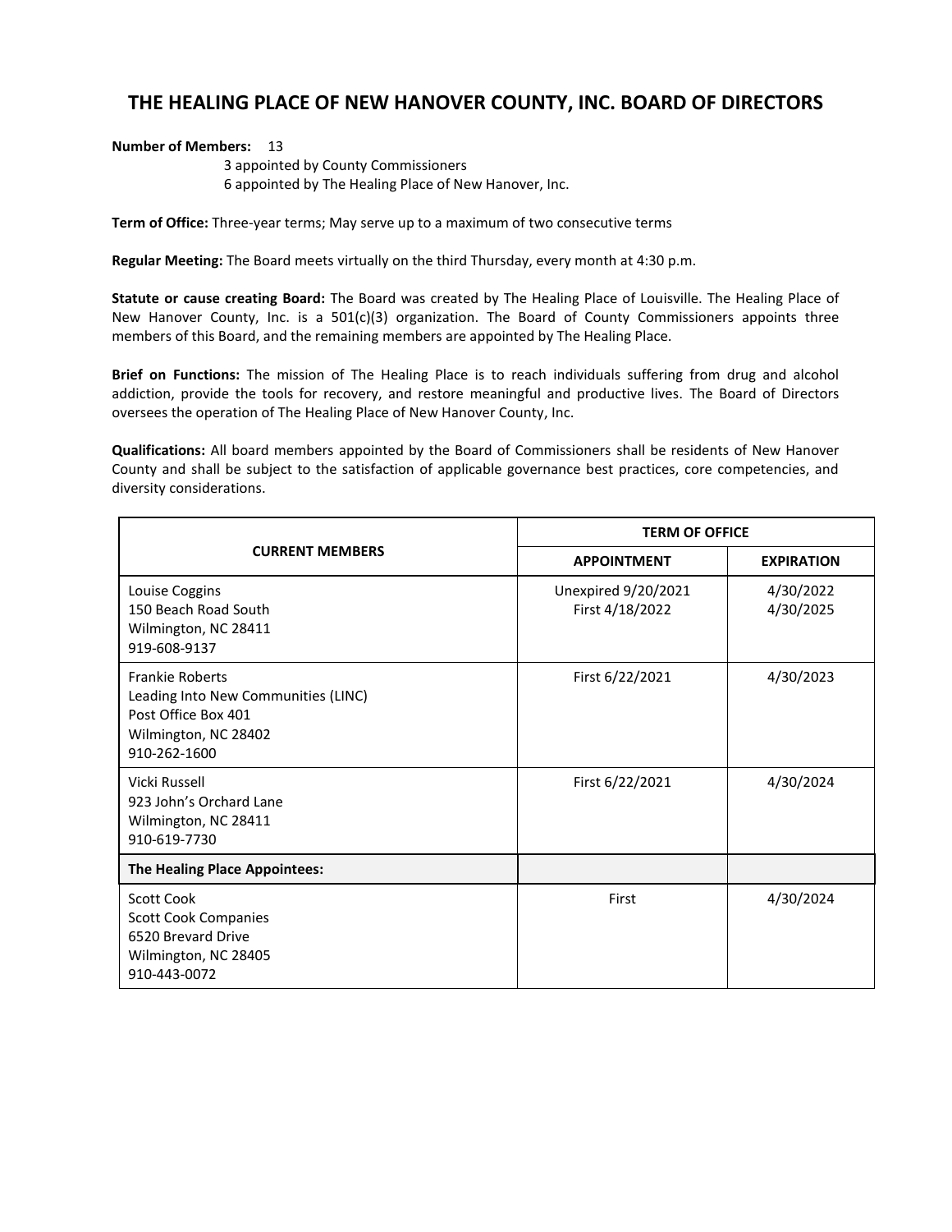# THE HEALING PLACE OF NEW HANOVER COUNTY, INC. BOARD OF DIRECTORS

**Number of Members:** 13
3 appointed by County Commissioners
6 appointed by The Healing Place of New Hanover, Inc.

**Term of Office:** Three-year terms; May serve up to a maximum of two consecutive terms

**Regular Meeting:** The Board meets virtually on the third Thursday, every month at 4:30 p.m.

**Statute or cause creating Board:** The Board was created by The Healing Place of Louisville. The Healing Place of New Hanover County, Inc. is a 501(c)(3) organization. The Board of County Commissioners appoints three members of this Board, and the remaining members are appointed by The Healing Place.

**Brief on Functions:** The mission of The Healing Place is to reach individuals suffering from drug and alcohol addiction, provide the tools for recovery, and restore meaningful and productive lives. The Board of Directors oversees the operation of The Healing Place of New Hanover County, Inc.

**Qualifications:** All board members appointed by the Board of Commissioners shall be residents of New Hanover County and shall be subject to the satisfaction of applicable governance best practices, core competencies, and diversity considerations.

| CURRENT MEMBERS | TERM OF OFFICE | |
|---|---|---|
| | **APPOINTMENT** | **EXPIRATION** |
| Louise Coggins<br>150 Beach Road South<br>Wilmington, NC 28411<br>919-608-9137 | Unexpired 9/20/2021<br>First 4/18/2022 | 4/30/2022<br>4/30/2025 |
| Frankie Roberts<br>Leading Into New Communities (LINC)<br>Post Office Box 401<br>Wilmington, NC 28402<br>910-262-1600 | First 6/22/2021 | 4/30/2023 |
| Vicki Russell<br>923 John's Orchard Lane<br>Wilmington, NC 28411<br>910-619-7730 | First 6/22/2021 | 4/30/2024 |
| **The Healing Place Appointees:** | | |
| Scott Cook<br>Scott Cook Companies<br>6520 Brevard Drive<br>Wilmington, NC 28405<br>910-443-0072 | First | 4/30/2024 |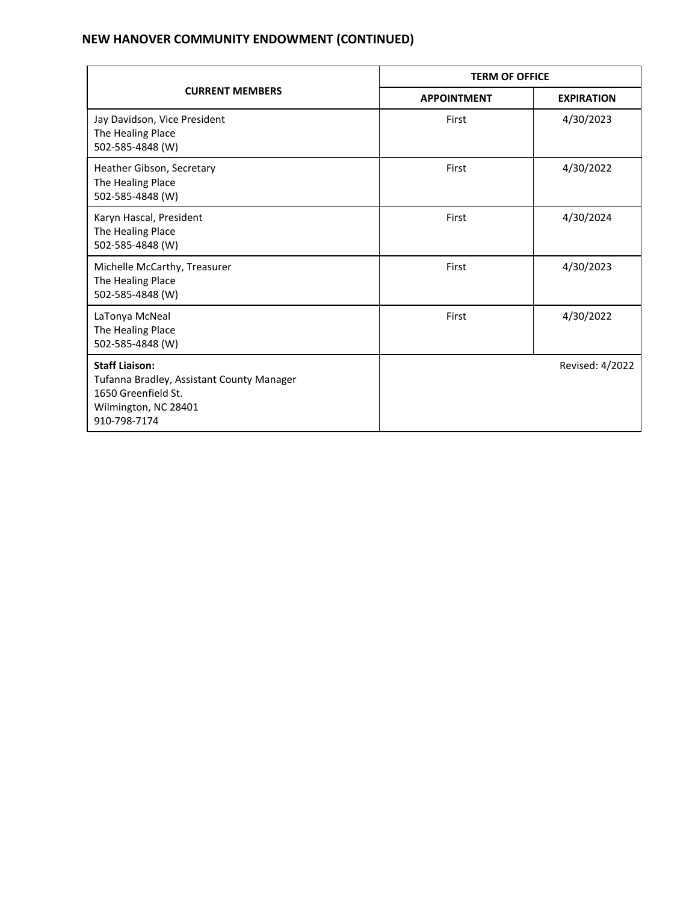## NEW HANOVER COMMUNITY ENDOWMENT (CONTINUED)

| CURRENT MEMBERS | TERM OF OFFICE | |
|---|---|---|
| | APPOINTMENT | EXPIRATION |
| Jay Davidson, Vice President<br>The Healing Place<br>502-585-4848 (W) | First | 4/30/2023 |
| Heather Gibson, Secretary<br>The Healing Place<br>502-585-4848 (W) | First | 4/30/2022 |
| Karyn Hascal, President<br>The Healing Place<br>502-585-4848 (W) | First | 4/30/2024 |
| Michelle McCarthy, Treasurer<br>The Healing Place<br>502-585-4848 (W) | First | 4/30/2023 |
| LaTonya McNeal<br>The Healing Place<br>502-585-4848 (W) | First | 4/30/2022 |
| **Staff Liaison:**<br>Tufanna Bradley, Assistant County Manager<br>1650 Greenfield St.<br>Wilmington, NC 28401<br>910-798-7174 | | Revised: 4/2022 |